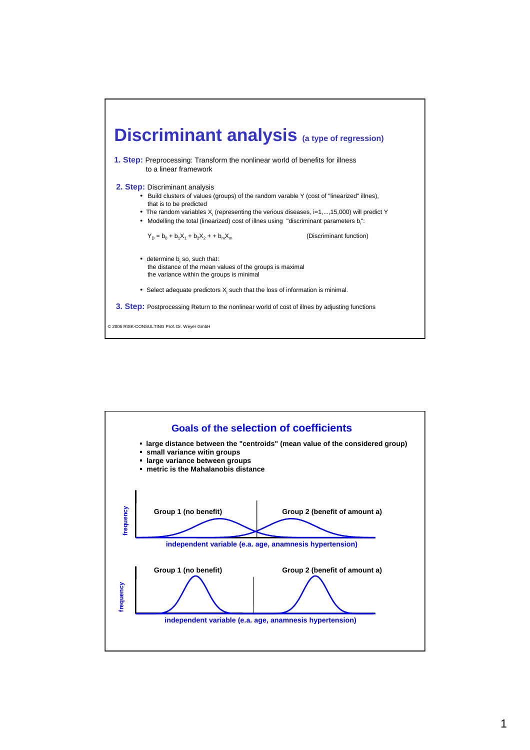# Discriminant analysis (a type of regression)

**1. Step:** Preprocessing: Transform the nonlinear world of benefits for illness to a linear framework

**2. Step:** Discriminant analysis

- Build clusters of values (groups) of the random varable Y (cost of "linearized" illnes), that is to be predicted
- The random variables $X_i$ (representing the verious diseases, i=1,...,15,000) will predict Y
- Modelling the total (linearized) cost of illnes using "discriminant parameters $b_i$":

$$Y_D = b_0 + b_1X_1 + b_2X_2 + + b_mX_m \quad \text{(Discriminant function)}$$

- determine $b_i$ so, such that:
  the distance of the mean values of the groups is maximal
  the variance within the groups is minimal
- Select adequate predictors $X_i$ such that the loss of information is minimal.

**3. Step:** Postprocessing Return to the nonlinear world of cost of illnes by adjusting functions

© 2005 RISK-CONSULTING Prof. Dr. Weyer GmbH

## Goals of the selection of coefficients

- **large distance between the "centroids" (mean value of the considered group)**
- **small variance witin groups**
- **large variance between groups**
- **metric is the Mahalanobis distance**

frequency

**Group 1 (no benefit)** **Group 2 (benefit of amount a)**

**independent variable (e.a. age, anamnesis hypertension)**

frequency

**Group 1 (no benefit)** **Group 2 (benefit of amount a)**

**independent variable (e.a. age, anamnesis hypertension)**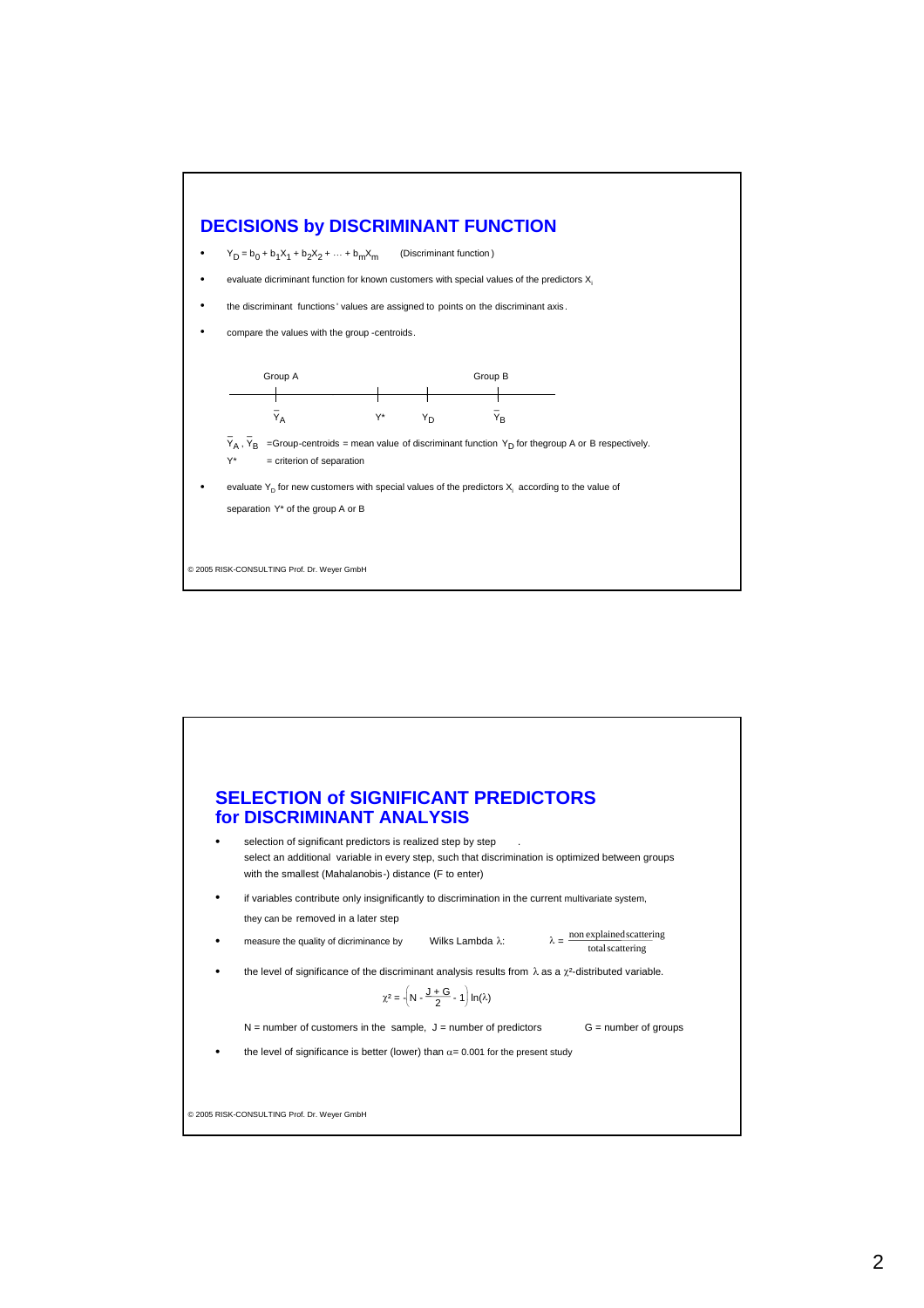## DECISIONS by DISCRIMINANT FUNCTION

- $Y_D = b_0 + b_1X_1 + b_2X_2 + \dots + b_mX_m$ (Discriminant function)
- evaluate dicriminant function for known customers with special values of the predictors $X_i$
- the discriminant functions' values are assigned to points on the discriminant axis.
- compare the values with the group-centroids.

Group A — $\bar{Y}_A$ — $Y^*$ — $Y_D$ — $\bar{Y}_B$ — Group B

$\bar{Y}_A$, $\bar{Y}_B$ =Group-centroids = mean value of discriminant function $Y_D$ for thegroup A or B respectively.

$Y^*$ = criterion of separation

- evaluate $Y_D$ for new customers with special values of the predictors $X_i$ according to the value of separation $Y^*$ of the group A or B

© 2005 RISK-CONSULTING Prof. Dr. Weyer GmbH

## SELECTION of SIGNIFICANT PREDICTORS for DISCRIMINANT ANALYSIS

- selection of significant predictors is realized step by step .
  select an additional variable in every step, such that discrimination is optimized between groups with the smallest (Mahalanobis-) distance (F to enter)
- if variables contribute only insignificantly to discrimination in the current multivariate system, they can be removed in a later step
- measure the quality of dicriminance by Wilks Lambda $\lambda$: $\lambda = \frac{\text{non explained scattering}}{\text{total scattering}}$
- the level of significance of the discriminant analysis results from $\lambda$ as a $\chi^2$-distributed variable.

$$\chi^2 = -\left(N - \frac{J+G}{2} - 1\right)\ln(\lambda)$$

N = number of customers in the sample, J = number of predictors G = number of groups

- the level of significance is better (lower) than $\alpha = 0.001$ for the present study

© 2005 RISK-CONSULTING Prof. Dr. Weyer GmbH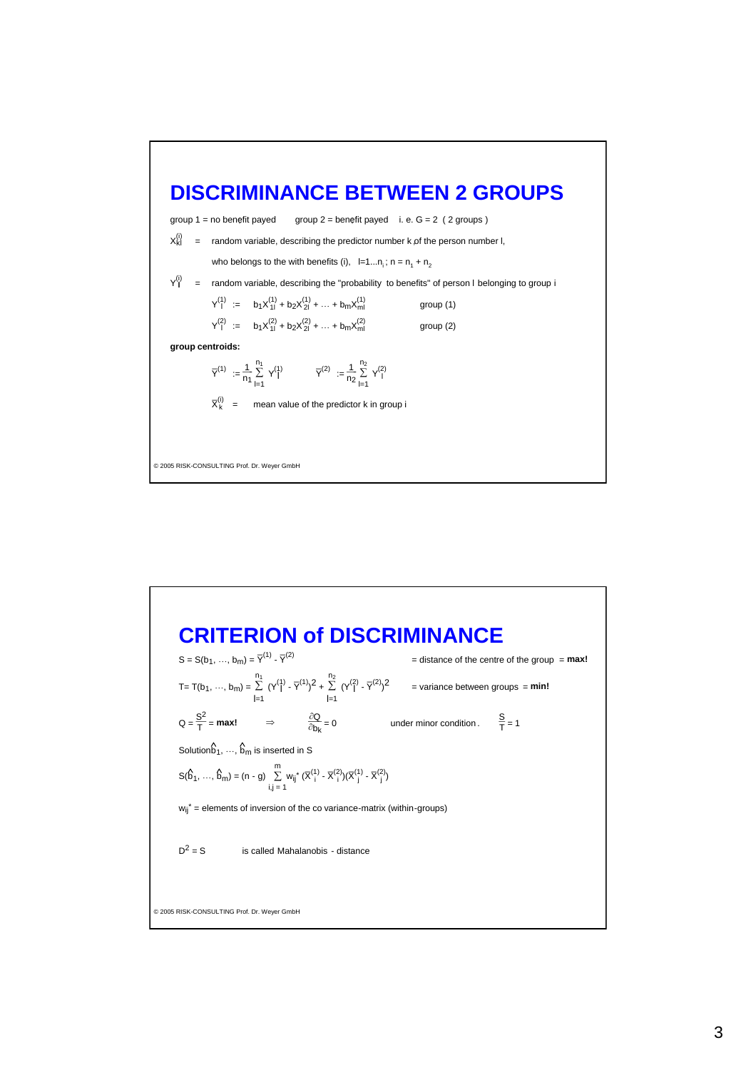# DISCRIMINANCE BETWEEN 2 GROUPS

group 1 = no benefit payed     group 2 = benefit payed     i. e. G = 2 ( 2 groups )

$X_{kl}^{(i)}$ = random variable, describing the predictor number k of the person number l, who belongs to the with benefits (i), $l=1...n_i$; $n = n_1 + n_2$

$Y_l^{(i)}$ = random variable, describing the "probability to benefits" of person l belonging to group i

$$Y_l^{(1)} := b_1 X_{1l}^{(1)} + b_2 X_{2l}^{(1)} + \ldots + b_m X_{ml}^{(1)} \qquad \text{group (1)}$$

$$Y_l^{(2)} := b_1 X_{1l}^{(2)} + b_2 X_{2l}^{(2)} + \ldots + b_m X_{ml}^{(2)} \qquad \text{group (2)}$$

**group centroids:**

$$\bar{Y}^{(1)} := \frac{1}{n_1} \sum_{l=1}^{n_1} Y_l^{(1)} \qquad \bar{Y}^{(2)} := \frac{1}{n_2} \sum_{l=1}^{n_2} Y_l^{(2)}$$

$\bar{X}_k^{(i)}$ = mean value of the predictor k in group i

# CRITERION of DISCRIMINANCE

$S = S(b_1, \ldots, b_m) = \bar{Y}^{(1)} - \bar{Y}^{(2)}$ = distance of the centre of the group = **max!**

$T = T(b_1, \ldots, b_m) = \sum_{l=1}^{n_1} (Y_l^{(1)} - \bar{Y}^{(1)})^2 + \sum_{l=1}^{n_2} (Y_l^{(2)} - \bar{Y}^{(2)})^2$ = variance between groups = **min!**

$Q = \frac{S^2}{T}$ = **max!** $\Rightarrow$ $\frac{\partial Q}{\partial b_k} = 0$     under minor condition. $\frac{S}{T} = 1$

Solution $\hat{b}_1, \ldots, \hat{b}_m$ is inserted in S

$$S(\hat{b}_1, \ldots, \hat{b}_m) = (n - g) \sum_{i,j=1}^{m} w_{ij}^{*} (\bar{X}_i^{(1)} - \bar{X}_i^{(2)})(\bar{X}_j^{(1)} - \bar{X}_j^{(2)})$$

$w_{ij}^{*}$ = elements of inversion of the co variance-matrix (within-groups)

$D^2 = S$     is called Mahalanobis - distance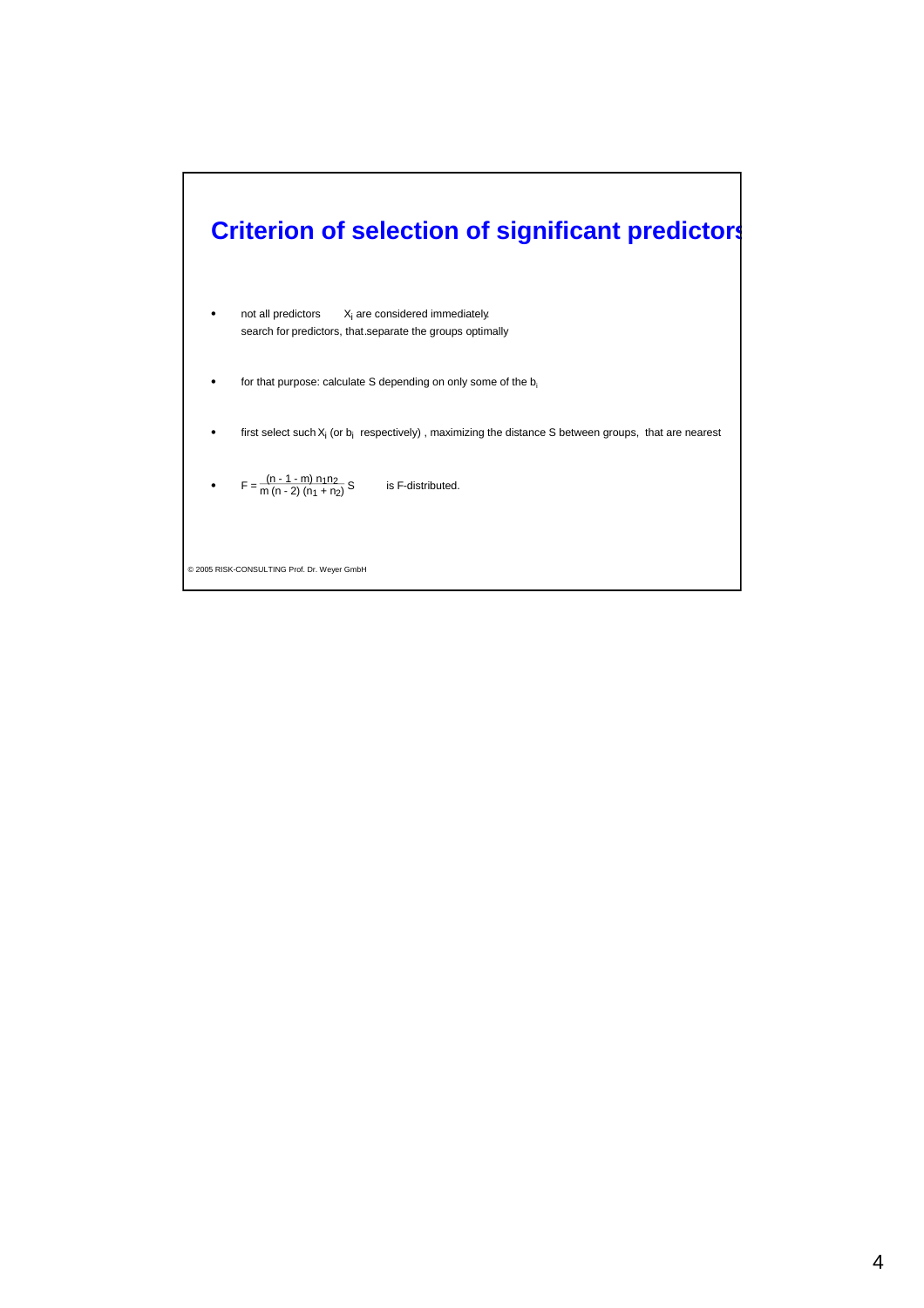# Criterion of selection of significant predictors

- not all predictors $X_i$ are considered immediately. search for predictors, that.separate the groups optimally
- for that purpose: calculate S depending on only some of the $b_i$
- first select such $X_i$ (or $b_i$ respectively) , maximizing the distance S between groups, that are nearest
- $F = \frac{(n - 1 - m)\, n_1 n_2}{m\, (n - 2)\, (n_1 + n_2)} S$ is F-distributed.

© 2005 RISK-CONSULTING Prof. Dr. Weyer GmbH